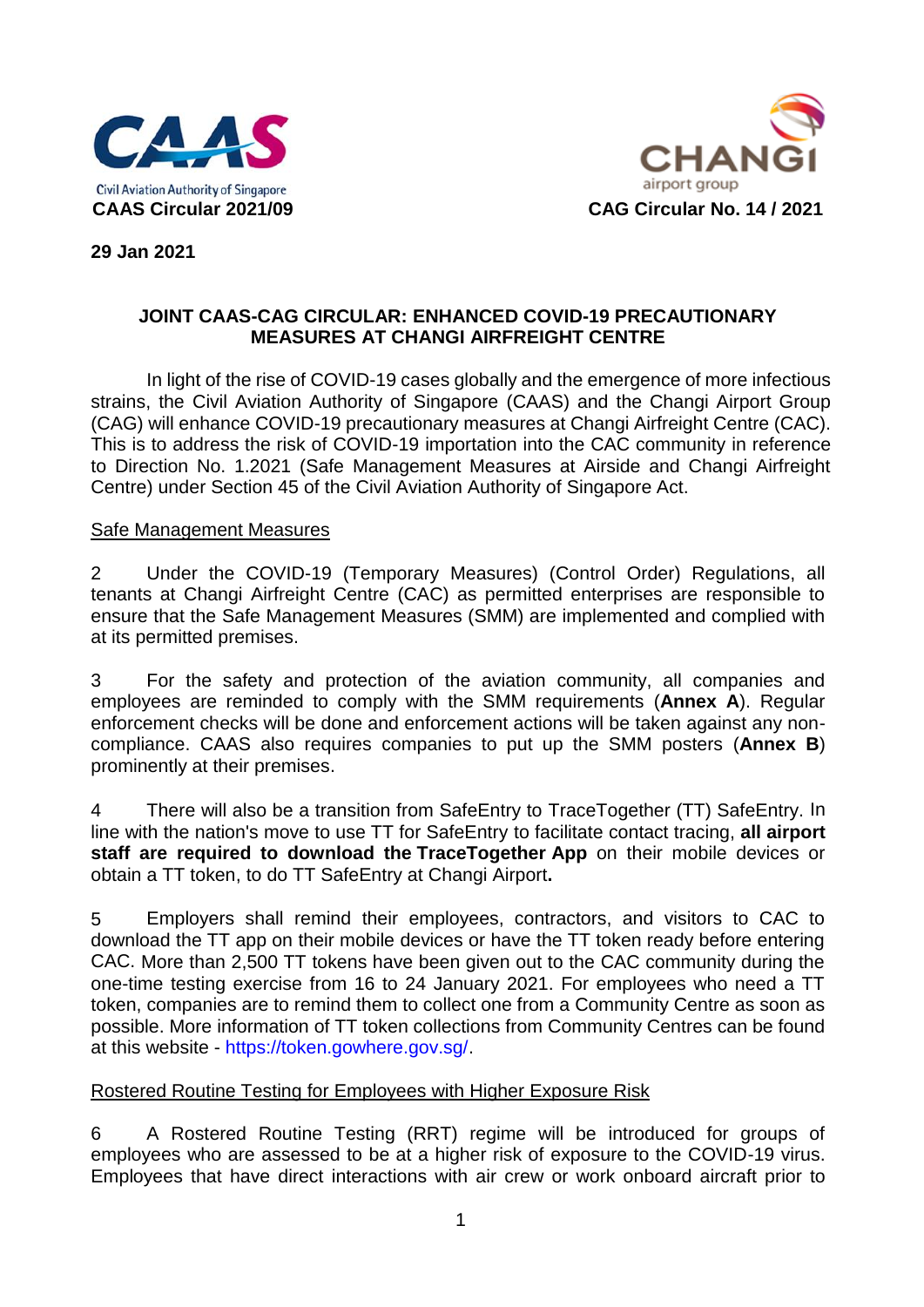Civil Aviation Authority of Singapore

**CAAS Circular 2021/09**

CHANGI airport group

**CAG Circular No. 14 / 2021**

**29 Jan 2021**

**JOINT CAAS-CAG CIRCULAR: ENHANCED COVID-19 PRECAUTIONARY MEASURES AT CHANGI AIRFREIGHT CENTRE**

In light of the rise of COVID-19 cases globally and the emergence of more infectious strains, the Civil Aviation Authority of Singapore (CAAS) and the Changi Airport Group (CAG) will enhance COVID-19 precautionary measures at Changi Airfreight Centre (CAC). This is to address the risk of COVID-19 importation into the CAC community in reference to Direction No. 1.2021 (Safe Management Measures at Airside and Changi Airfreight Centre) under Section 45 of the Civil Aviation Authority of Singapore Act.

<u>Safe Management Measures</u>

2 Under the COVID-19 (Temporary Measures) (Control Order) Regulations, all tenants at Changi Airfreight Centre (CAC) as permitted enterprises are responsible to ensure that the Safe Management Measures (SMM) are implemented and complied with at its permitted premises.

3 For the safety and protection of the aviation community, all companies and employees are reminded to comply with the SMM requirements (**Annex A**). Regular enforcement checks will be done and enforcement actions will be taken against any non-compliance. CAAS also requires companies to put up the SMM posters (**Annex B**) prominently at their premises.

4 There will also be a transition from SafeEntry to TraceTogether (TT) SafeEntry. In line with the nation's move to use TT for SafeEntry to facilitate contact tracing, **all airport staff are required to download the TraceTogether App** on their mobile devices or obtain a TT token, to do TT SafeEntry at Changi Airport**.**

5 Employers shall remind their employees, contractors, and visitors to CAC to download the TT app on their mobile devices or have the TT token ready before entering CAC. More than 2,500 TT tokens have been given out to the CAC community during the one-time testing exercise from 16 to 24 January 2021. For employees who need a TT token, companies are to remind them to collect one from a Community Centre as soon as possible. More information of TT token collections from Community Centres can be found at this website - https://token.gowhere.gov.sg/.

<u>Rostered Routine Testing for Employees with Higher Exposure Risk</u>

6 A Rostered Routine Testing (RRT) regime will be introduced for groups of employees who are assessed to be at a higher risk of exposure to the COVID-19 virus. Employees that have direct interactions with air crew or work onboard aircraft prior to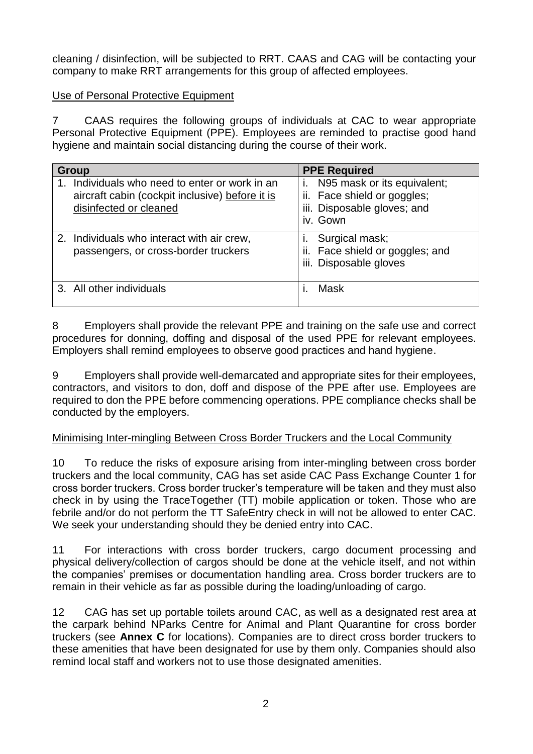cleaning / disinfection, will be subjected to RRT. CAAS and CAG will be contacting your company to make RRT arrangements for this group of affected employees.

Use of Personal Protective Equipment

7 CAAS requires the following groups of individuals at CAC to wear appropriate Personal Protective Equipment (PPE). Employees are reminded to practise good hand hygiene and maintain social distancing during the course of their work.

| Group | PPE Required |
|---|---|
| 1. Individuals who need to enter or work in an aircraft cabin (cockpit inclusive) <u>before it is disinfected or cleaned</u> | i. N95 mask or its equivalent;<br>ii. Face shield or goggles;<br>iii. Disposable gloves; and<br>iv. Gown |
| 2. Individuals who interact with air crew, passengers, or cross-border truckers | i. Surgical mask;<br>ii. Face shield or goggles; and<br>iii. Disposable gloves |
| 3. All other individuals | i. Mask |

8 Employers shall provide the relevant PPE and training on the safe use and correct procedures for donning, doffing and disposal of the used PPE for relevant employees. Employers shall remind employees to observe good practices and hand hygiene.

9 Employers shall provide well-demarcated and appropriate sites for their employees, contractors, and visitors to don, doff and dispose of the PPE after use. Employees are required to don the PPE before commencing operations. PPE compliance checks shall be conducted by the employers.

Minimising Inter-mingling Between Cross Border Truckers and the Local Community

10 To reduce the risks of exposure arising from inter-mingling between cross border truckers and the local community, CAG has set aside CAC Pass Exchange Counter 1 for cross border truckers. Cross border trucker's temperature will be taken and they must also check in by using the TraceTogether (TT) mobile application or token. Those who are febrile and/or do not perform the TT SafeEntry check in will not be allowed to enter CAC. We seek your understanding should they be denied entry into CAC.

11 For interactions with cross border truckers, cargo document processing and physical delivery/collection of cargos should be done at the vehicle itself, and not within the companies' premises or documentation handling area. Cross border truckers are to remain in their vehicle as far as possible during the loading/unloading of cargo.

12 CAG has set up portable toilets around CAC, as well as a designated rest area at the carpark behind NParks Centre for Animal and Plant Quarantine for cross border truckers (see **Annex C** for locations). Companies are to direct cross border truckers to these amenities that have been designated for use by them only. Companies should also remind local staff and workers not to use those designated amenities.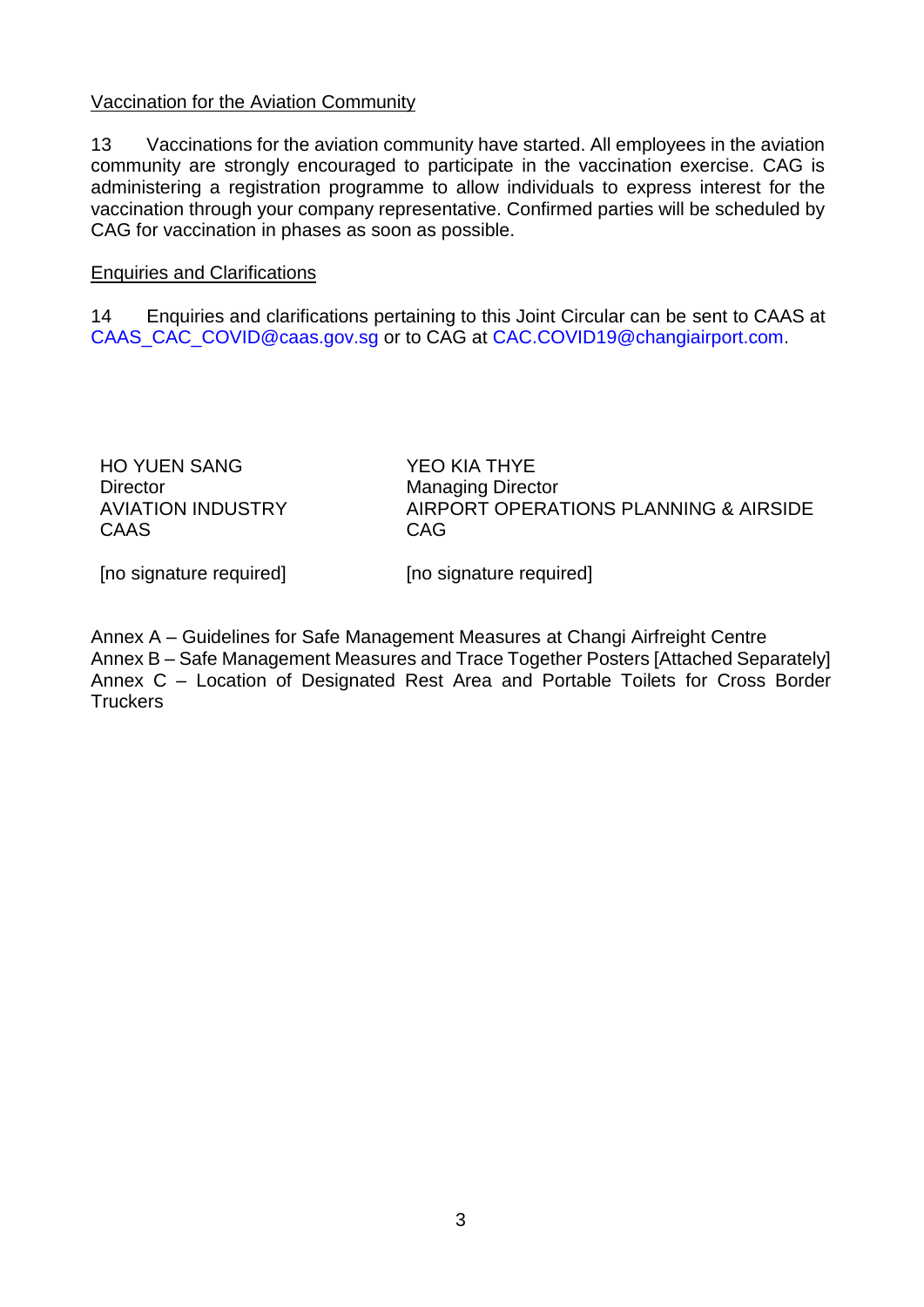<u>Vaccination for the Aviation Community</u>

13 Vaccinations for the aviation community have started. All employees in the aviation community are strongly encouraged to participate in the vaccination exercise. CAG is administering a registration programme to allow individuals to express interest for the vaccination through your company representative. Confirmed parties will be scheduled by CAG for vaccination in phases as soon as possible.

<u>Enquiries and Clarifications</u>

14 Enquiries and clarifications pertaining to this Joint Circular can be sent to CAAS at CAAS_CAC_COVID@caas.gov.sg or to CAG at CAC.COVID19@changiairport.com.

| | |
|---|---|
| HO YUEN SANG<br>Director<br>AVIATION INDUSTRY<br>CAAS | YEO KIA THYE<br>Managing Director<br>AIRPORT OPERATIONS PLANNING & AIRSIDE<br>CAG |
| [no signature required] | [no signature required] |

Annex A – Guidelines for Safe Management Measures at Changi Airfreight Centre
Annex B – Safe Management Measures and Trace Together Posters [Attached Separately]
Annex C – Location of Designated Rest Area and Portable Toilets for Cross Border Truckers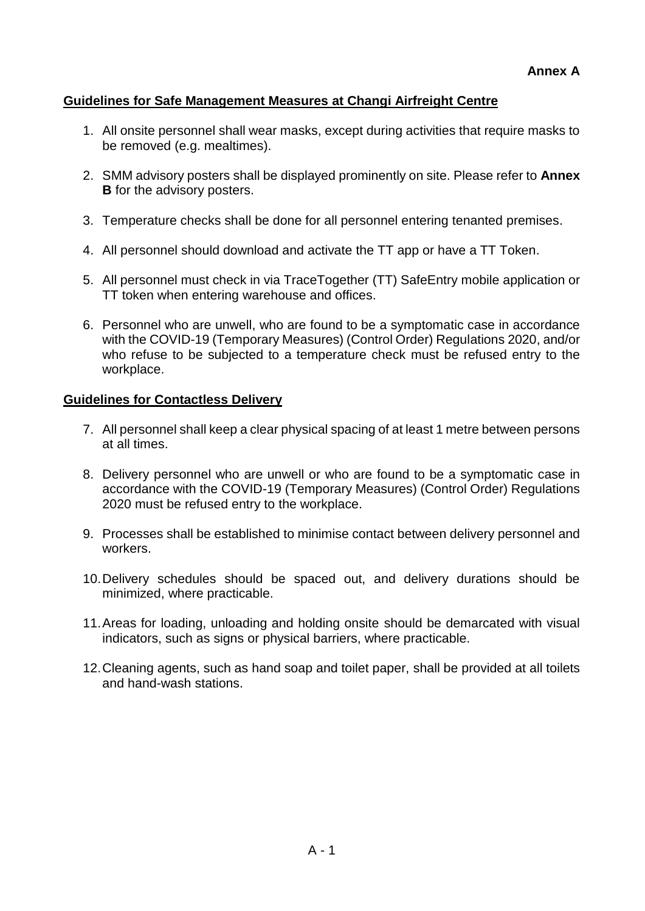**Annex A**

## Guidelines for Safe Management Measures at Changi Airfreight Centre

1. All onsite personnel shall wear masks, except during activities that require masks to be removed (e.g. mealtimes).
2. SMM advisory posters shall be displayed prominently on site. Please refer to **Annex B** for the advisory posters.
3. Temperature checks shall be done for all personnel entering tenanted premises.
4. All personnel should download and activate the TT app or have a TT Token.
5. All personnel must check in via TraceTogether (TT) SafeEntry mobile application or TT token when entering warehouse and offices.
6. Personnel who are unwell, who are found to be a symptomatic case in accordance with the COVID-19 (Temporary Measures) (Control Order) Regulations 2020, and/or who refuse to be subjected to a temperature check must be refused entry to the workplace.

## Guidelines for Contactless Delivery

7. All personnel shall keep a clear physical spacing of at least 1 metre between persons at all times.
8. Delivery personnel who are unwell or who are found to be a symptomatic case in accordance with the COVID-19 (Temporary Measures) (Control Order) Regulations 2020 must be refused entry to the workplace.
9. Processes shall be established to minimise contact between delivery personnel and workers.
10. Delivery schedules should be spaced out, and delivery durations should be minimized, where practicable.
11. Areas for loading, unloading and holding onsite should be demarcated with visual indicators, such as signs or physical barriers, where practicable.
12. Cleaning agents, such as hand soap and toilet paper, shall be provided at all toilets and hand-wash stations.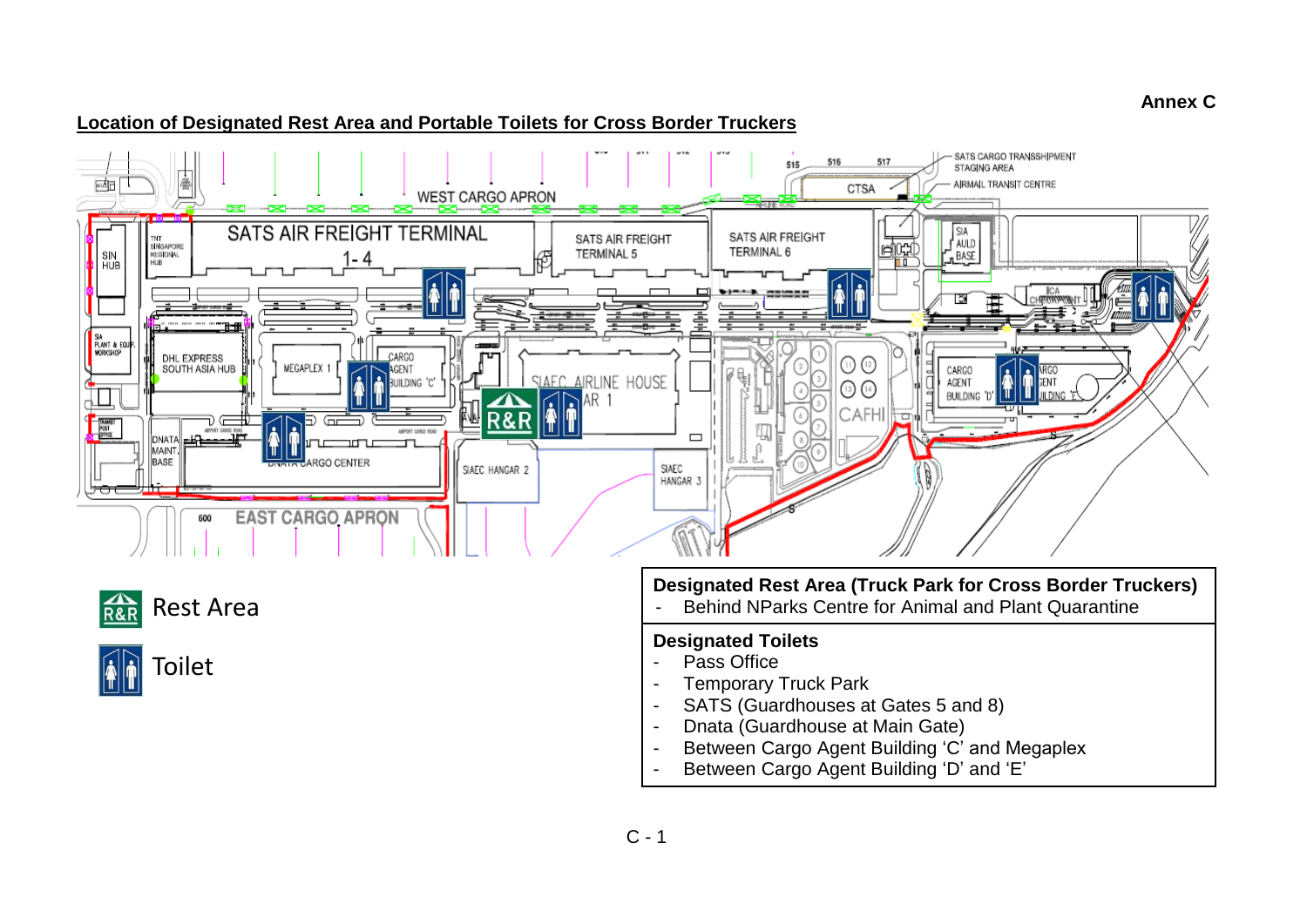**Annex C**

**Location of Designated Rest Area and Portable Toilets for Cross Border Truckers**

Rest Area

Toilet

**Designated Rest Area (Truck Park for Cross Border Truckers)**

- Behind NParks Centre for Animal and Plant Quarantine

**Designated Toilets**

- Pass Office
- Temporary Truck Park
- SATS (Guardhouses at Gates 5 and 8)
- Dnata (Guardhouse at Main Gate)
- Between Cargo Agent Building 'C' and Megaplex
- Between Cargo Agent Building 'D' and 'E'